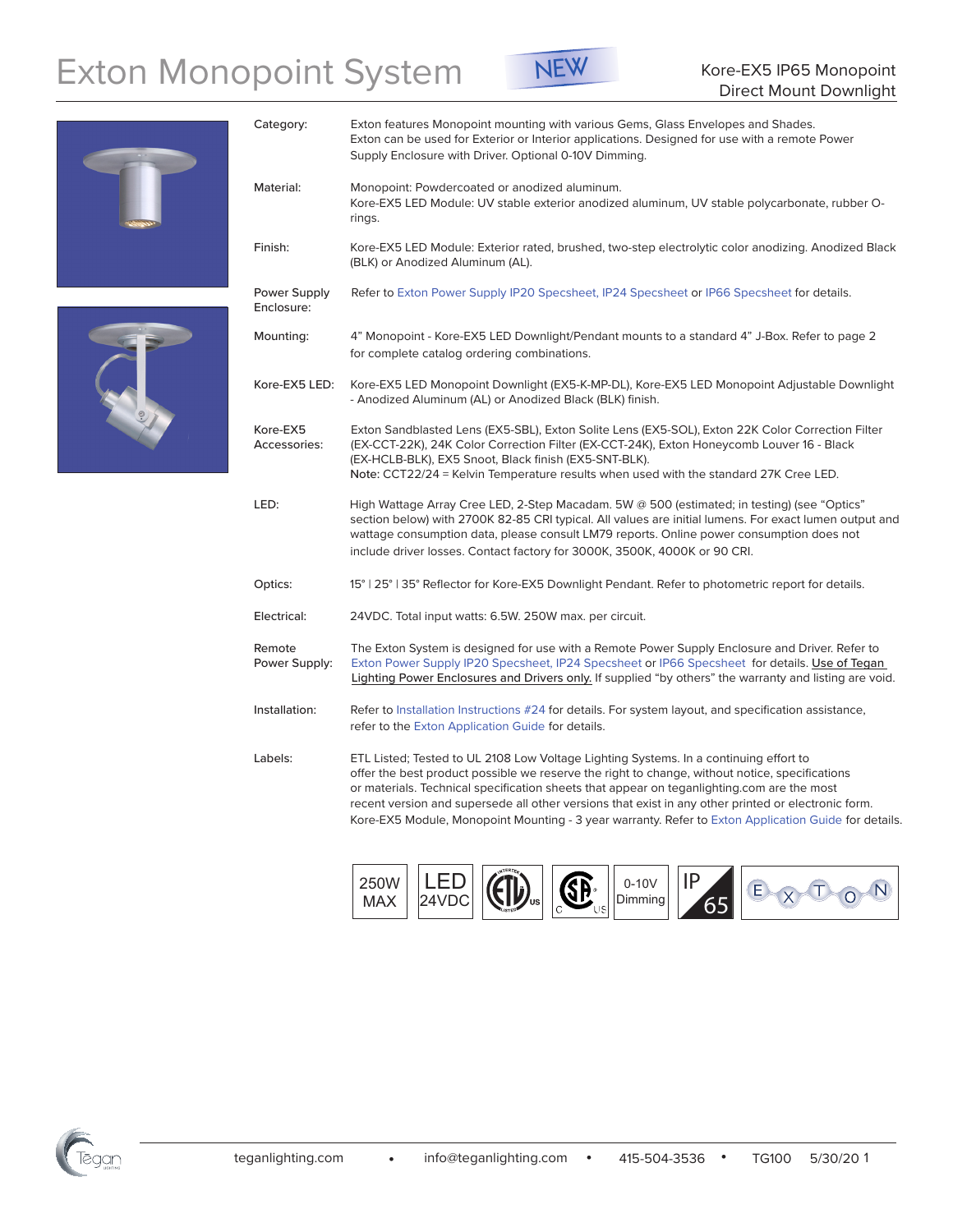# Exton Monopoint System

NEW

## Kore-EX5 IP65 Monopoint Direct Mount Downlight

| | |
|---|---|
| Category: | Exton features Monopoint mounting with various Gems, Glass Envelopes and Shades. Exton can be used for Exterior or Interior applications. Designed for use with a remote Power Supply Enclosure with Driver. Optional 0-10V Dimming. |
| Material: | Monopoint: Powdercoated or anodized aluminum. Kore-EX5 LED Module: UV stable exterior anodized aluminum, UV stable polycarbonate, rubber O-rings. |
| Finish: | Kore-EX5 LED Module: Exterior rated, brushed, two-step electrolytic color anodizing. Anodized Black (BLK) or Anodized Aluminum (AL). |
| Power Supply Enclosure: | Refer to Exton Power Supply IP20 Specsheet, IP24 Specsheet or IP66 Specsheet for details. |
| Mounting: | 4" Monopoint - Kore-EX5 LED Downlight/Pendant mounts to a standard 4" J-Box. Refer to page 2 for complete catalog ordering combinations. |
| Kore-EX5 LED: | Kore-EX5 LED Monopoint Downlight (EX5-K-MP-DL), Kore-EX5 LED Monopoint Adjustable Downlight - Anodized Aluminum (AL) or Anodized Black (BLK) finish. |
| Kore-EX5 Accessories: | Exton Sandblasted Lens (EX5-SBL), Exton Solite Lens (EX5-SOL), Exton 22K Color Correction Filter (EX-CCT-22K), 24K Color Correction Filter (EX-CCT-24K), Exton Honeycomb Louver 16 - Black (EX-HCLB-BLK), EX5 Snoot, Black finish (EX5-SNT-BLK). Note: CCT22/24 = Kelvin Temperature results when used with the standard 27K Cree LED. |
| LED: | High Wattage Array Cree LED, 2-Step Macadam. 5W @ 500 (estimated; in testing) (see "Optics" section below) with 2700K 82-85 CRI typical. All values are initial lumens. For exact lumen output and wattage consumption data, please consult LM79 reports. Online power consumption does not include driver losses. Contact factory for 3000K, 3500K, 4000K or 90 CRI. |
| Optics: | 15° \| 25° \| 35° Reflector for Kore-EX5 Downlight Pendant. Refer to photometric report for details. |
| Electrical: | 24VDC. Total input watts: 6.5W. 250W max. per circuit. |
| Remote Power Supply: | The Exton System is designed for use with a Remote Power Supply Enclosure and Driver. Refer to Exton Power Supply IP20 Specsheet, IP24 Specsheet or IP66 Specsheet for details. Use of Tegan Lighting Power Enclosures and Drivers only. If supplied "by others" the warranty and listing are void. |
| Installation: | Refer to Installation Instructions #24 for details. For system layout, and specification assistance, refer to the Exton Application Guide for details. |
| Labels: | ETL Listed; Tested to UL 2108 Low Voltage Lighting Systems. In a continuing effort to offer the best product possible we reserve the right to change, without notice, specifications or materials. Technical specification sheets that appear on teganlighting.com are the most recent version and supersede all other versions that exist in any other printed or electronic form. Kore-EX5 Module, Monopoint Mounting - 3 year warranty. Refer to Exton Application Guide for details. |

250W MAX | LED 24VDC | ETL US | CSA C US | 0-10V Dimming | IP 65 | EXTON

teganlighting.com • info@teganlighting.com • 415-504-3536 • TG100 5/30/20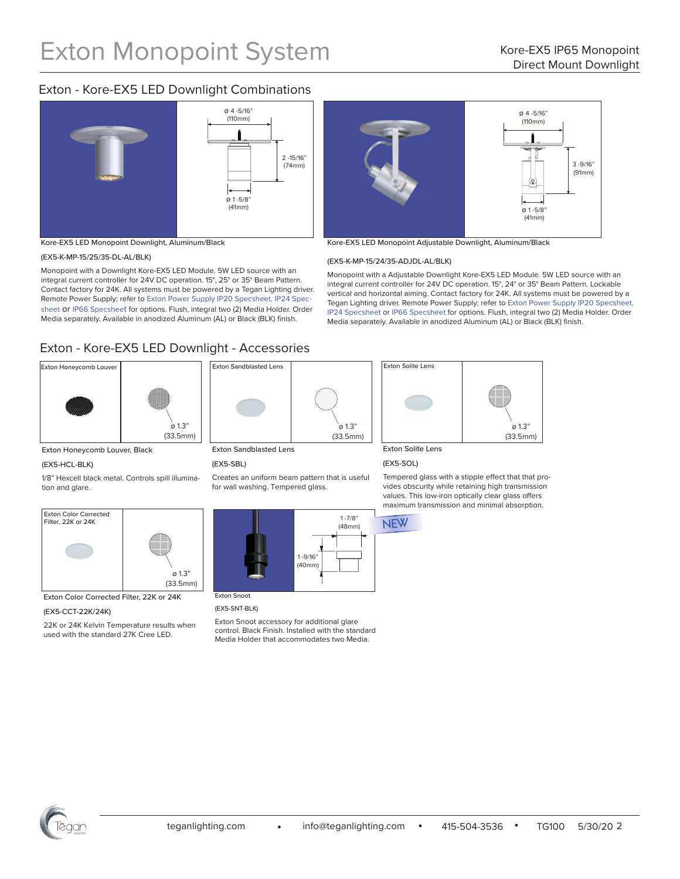# Exton Monopoint System

Kore-EX5 IP65 Monopoint
Direct Mount Downlight

## Exton - Kore-EX5 LED Downlight Combinations

ø 4 -5/16" (110mm)
2 -15/16" (74mm)
ø 1 -5/8" (41mm)

Kore-EX5 LED Monopoint Downlight, Aluminum/Black

(EX5-K-MP-15/25/35-DL-AL/BLK)

Monopoint with a Downlight Kore-EX5 LED Module. 5W LED source with an integral current controller for 24V DC operation. 15°, 25° or 35° Beam Pattern. Contact factory for 24K. All systems must be powered by a Tegan Lighting driver. Remote Power Supply; refer to Exton Power Supply IP20 Specsheet, IP24 Specsheet or IP66 Specsheet for options. Flush, integral two (2) Media Holder. Order Media separately. Available in anodized Aluminum (AL) or Black (BLK) finish.

ø 4 -5/16" (110mm)
3 -9/16" (91mm)
ø 1 -5/8" (41mm)

Kore-EX5 LED Monopoint Adjustable Downlight, Aluminum/Black

(EX5-K-MP-15/24/35-ADJDL-AL/BLK)

Monopoint with a Adjustable Downlight Kore-EX5 LED Module. 5W LED source with an integral current controller for 24V DC operation. 15°, 24° or 35° Beam Pattern. Lockable vertical and horizontal aiming. Contact factory for 24K. All systems must be powered by a Tegan Lighting driver. Remote Power Supply; refer to Exton Power Supply IP20 Specsheet, IP24 Specsheet or IP66 Specsheet for options. Flush, integral two (2) Media Holder. Order Media separately. Available in anodized Aluminum (AL) or Black (BLK) finish.

## Exton - Kore-EX5 LED Downlight - Accessories

Exton Honeycomb Louver
ø 1.3" (33.5mm)

Exton Honeycomb Louver, Black

(EX5-HCL-BLK)

1/8" Hexcell black metal. Controls spill illumination and glare.

Exton Sandblasted Lens
ø 1.3" (33.5mm)

Exton Sandblasted Lens

(EX5-SBL)

Creates an uniform beam pattern that is useful for wall washing. Tempered glass.

Exton Solite Lens
ø 1.3" (33.5mm)

Exton Solite Lens

(EX5-SOL)

Tempered glass with a stipple effect that that provides obscurity while retaining high transmission values. This low-iron optically clear glass offers maximum transmission and minimal absorption.

Exton Color Corrected Filter, 22K or 24K
ø 1.3" (33.5mm)

Exton Color Corrected Filter, 22K or 24K

(EX5-CCT-22K/24K)

22K or 24K Kelvin Temperature results when used with the standard 27K Cree LED.

1 -7/8" (48mm)
1 -9/16" (40mm)

NEW

Exton Snoot

(EX5-SNT-BLK)

Exton Snoot accessory for additional glare control. Black Finish. Installed with the standard Media Holder that accommodates two Media.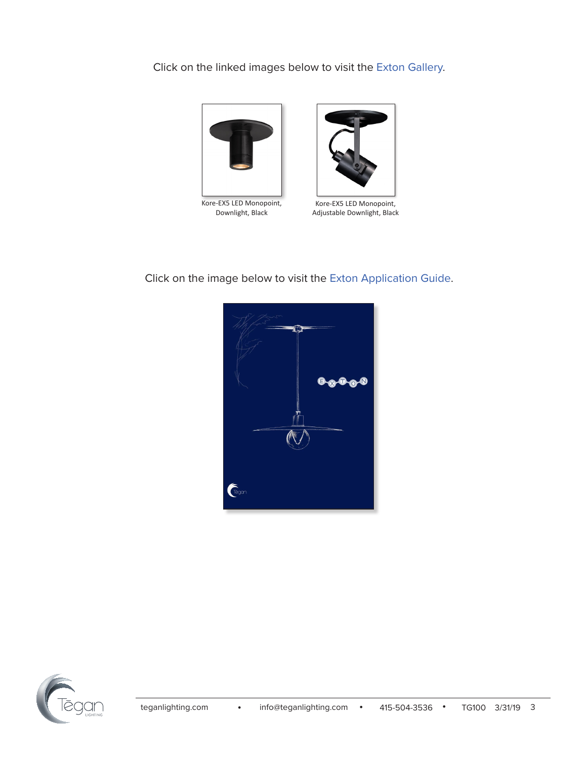Click on the linked images below to visit the Exton Gallery.

Kore-EX5 LED Monopoint, Downlight, Black

Kore-EX5 LED Monopoint, Adjustable Downlight, Black

Click on the image below to visit the Exton Application Guide.